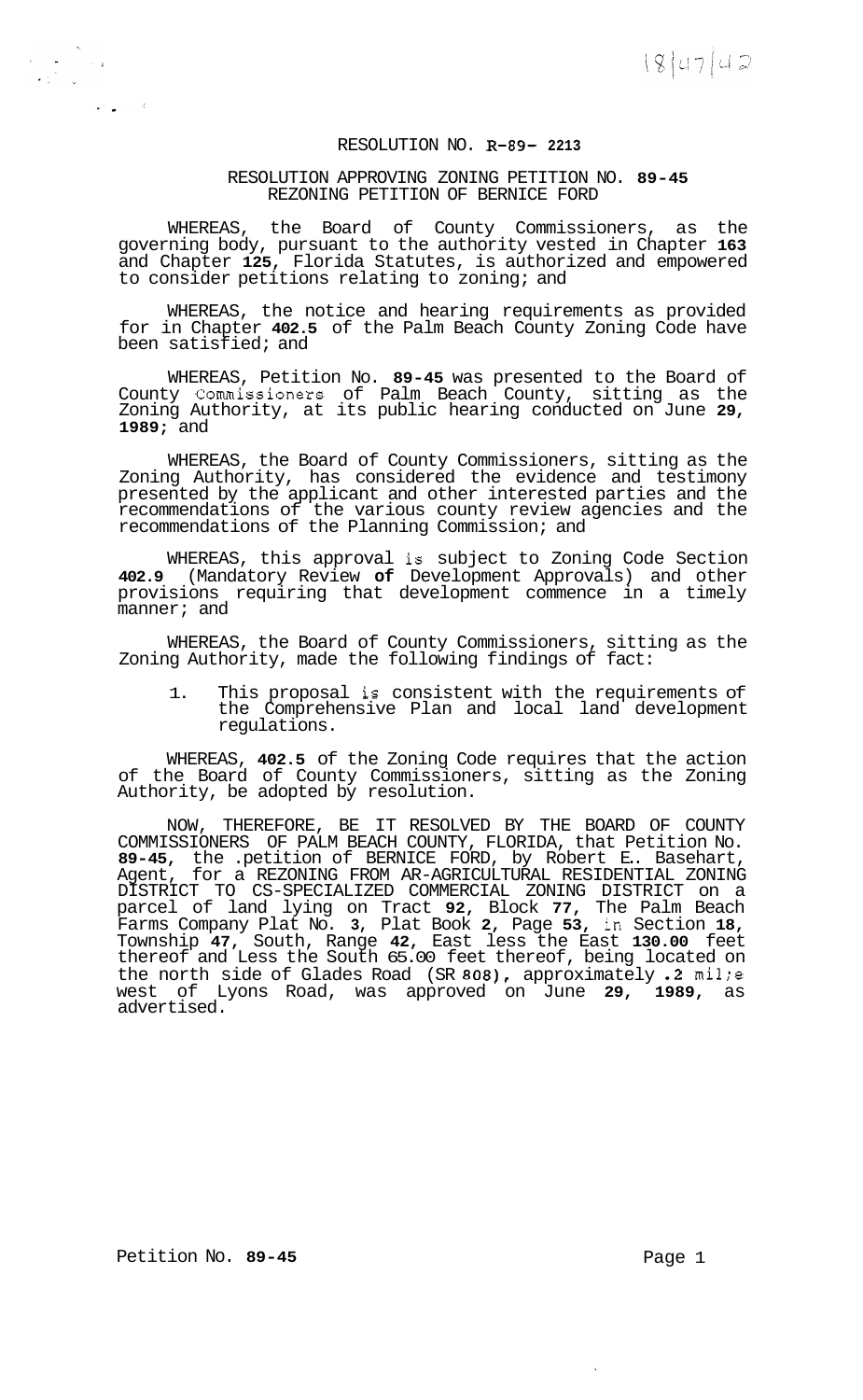18|47|42

RESOLUTION NO. R-89- 2213

RESOLUTION APPROVING ZONING PETITION NO. 89-45
REZONING PETITION OF BERNICE FORD

WHEREAS, the Board of County Commissioners, as the governing body, pursuant to the authority vested in Chapter 163 and Chapter 125, Florida Statutes, is authorized and empowered to consider petitions relating to zoning; and

WHEREAS, the notice and hearing requirements as provided for in Chapter 402.5 of the Palm Beach County Zoning Code have been satisfied; and

WHEREAS, Petition No. 89-45 was presented to the Board of County Commissioners of Palm Beach County, sitting as the Zoning Authority, at its public hearing conducted on June 29, 1989; and

WHEREAS, the Board of County Commissioners, sitting as the Zoning Authority, has considered the evidence and testimony presented by the applicant and other interested parties and the recommendations of the various county review agencies and the recommendations of the Planning Commission; and

WHEREAS, this approval is subject to Zoning Code Section 402.9 (Mandatory Review of Development Approvals) and other provisions requiring that development commence in a timely manner; and

WHEREAS, the Board of County Commissioners, sitting as the Zoning Authority, made the following findings of fact:

1. This proposal is consistent with the requirements of the Comprehensive Plan and local land development regulations.

WHEREAS, 402.5 of the Zoning Code requires that the action of the Board of County Commissioners, sitting as the Zoning Authority, be adopted by resolution.

NOW, THEREFORE, BE IT RESOLVED BY THE BOARD OF COUNTY COMMISSIONERS OF PALM BEACH COUNTY, FLORIDA, that Petition No. 89-45, the petition of BERNICE FORD, by Robert E. Basehart, Agent, for a REZONING FROM AR-AGRICULTURAL RESIDENTIAL ZONING DISTRICT TO CS-SPECIALIZED COMMERCIAL ZONING DISTRICT on a parcel of land lying on Tract 92, Block 77, The Palm Beach Farms Company Plat No. 3, Plat Book 2, Page 53, in Section 18, Township 47, South, Range 42, East less the East 130.00 feet thereof and Less the South 65.00 feet thereof, being located on the north side of Glades Road (SR 808), approximately .2 mile west of Lyons Road, was approved on June 29, 1989, as advertised.

Petition No. 89-45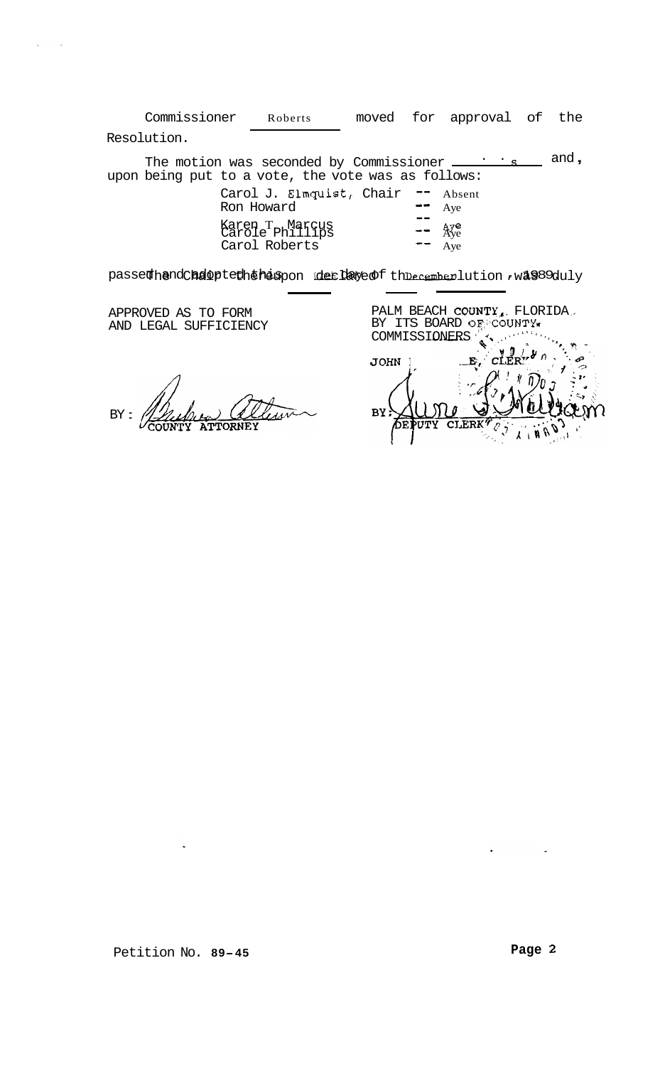Commissioner Roberts moved for approval of the Resolution.

The motion was seconded by Commissioner . . s and, upon being put to a vote, the vote was as follows:

| | | |
|---|---|---|
| Carol J. Elmquist, Chair | -- | Absent |
| Ron Howard | -- | Aye |
| Karen T. Marcus | -- | Aye |
| Carole Phillips | -- | Aye |
| Carol Roberts | -- | Aye |

The Chair thereupon declared the resolution was duly passed and adopted this day of December, 1989.

APPROVED AS TO FORM AND LEGAL SUFFICIENCY

BY: COUNTY ATTORNEY

PALM BEACH COUNTY, FLORIDA BY ITS BOARD OF COUNTY COMMISSIONERS

JOHN B. DUNKLE, CLERK

BY: DEPUTY CLERK

Petition No. 89-45